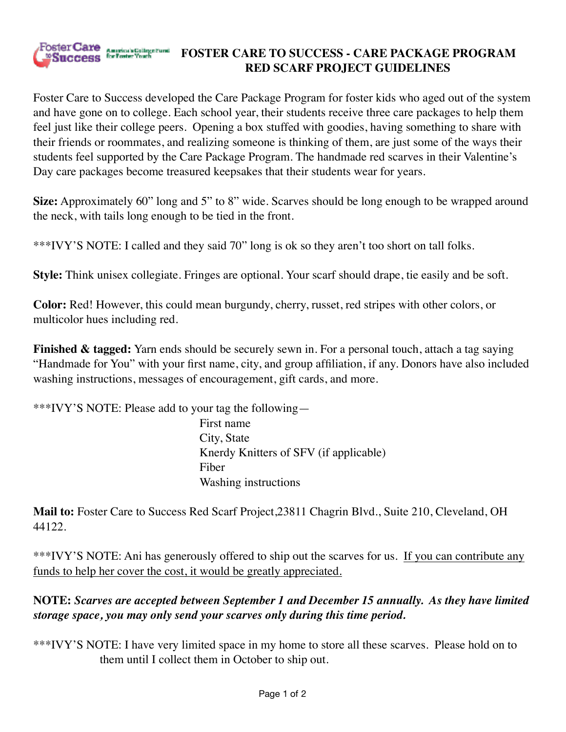# FOSTER CARE TO SUCCESS - CARE PACKAGE PROGRAM
## RED SCARF PROJECT GUIDELINES

Foster Care to Success developed the Care Package Program for foster kids who aged out of the system and have gone on to college. Each school year, their students receive three care packages to help them feel just like their college peers. Opening a box stuffed with goodies, having something to share with their friends or roommates, and realizing someone is thinking of them, are just some of the ways their students feel supported by the Care Package Program. The handmade red scarves in their Valentine's Day care packages become treasured keepsakes that their students wear for years.

**Size:** Approximately 60" long and 5" to 8" wide. Scarves should be long enough to be wrapped around the neck, with tails long enough to be tied in the front.

***IVY'S NOTE: I called and they said 70" long is ok so they aren't too short on tall folks.

**Style:** Think unisex collegiate. Fringes are optional. Your scarf should drape, tie easily and be soft.

**Color:** Red! However, this could mean burgundy, cherry, russet, red stripes with other colors, or multicolor hues including red.

**Finished & tagged:** Yarn ends should be securely sewn in. For a personal touch, attach a tag saying "Handmade for You" with your first name, city, and group affiliation, if any. Donors have also included washing instructions, messages of encouragement, gift cards, and more.

***IVY'S NOTE: Please add to your tag the following—

First name
City, State
Knerdy Knitters of SFV (if applicable)
Fiber
Washing instructions

**Mail to:** Foster Care to Success Red Scarf Project,23811 Chagrin Blvd., Suite 210, Cleveland, OH 44122.

***IVY'S NOTE: Ani has generously offered to ship out the scarves for us. If you can contribute any funds to help her cover the cost, it would be greatly appreciated.

**NOTE:** ***Scarves are accepted between September 1 and December 15 annually. As they have limited storage space, you may only send your scarves only during this time period.***

***IVY'S NOTE: I have very limited space in my home to store all these scarves. Please hold on to them until I collect them in October to ship out.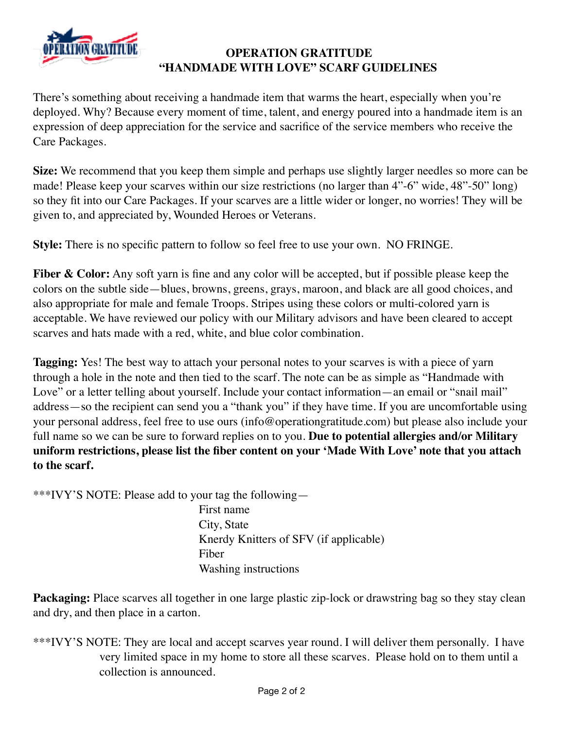# OPERATION GRATITUDE
## "HANDMADE WITH LOVE" SCARF GUIDELINES

There's something about receiving a handmade item that warms the heart, especially when you're deployed. Why? Because every moment of time, talent, and energy poured into a handmade item is an expression of deep appreciation for the service and sacrifice of the service members who receive the Care Packages.

**Size:** We recommend that you keep them simple and perhaps use slightly larger needles so more can be made! Please keep your scarves within our size restrictions (no larger than 4"-6" wide, 48"-50" long) so they fit into our Care Packages. If your scarves are a little wider or longer, no worries! They will be given to, and appreciated by, Wounded Heroes or Veterans.

**Style:** There is no specific pattern to follow so feel free to use your own. NO FRINGE.

**Fiber & Color:** Any soft yarn is fine and any color will be accepted, but if possible please keep the colors on the subtle side—blues, browns, greens, grays, maroon, and black are all good choices, and also appropriate for male and female Troops. Stripes using these colors or multi-colored yarn is acceptable. We have reviewed our policy with our Military advisors and have been cleared to accept scarves and hats made with a red, white, and blue color combination.

**Tagging:** Yes! The best way to attach your personal notes to your scarves is with a piece of yarn through a hole in the note and then tied to the scarf. The note can be as simple as "Handmade with Love" or a letter telling about yourself. Include your contact information—an email or "snail mail" address—so the recipient can send you a "thank you" if they have time. If you are uncomfortable using your personal address, feel free to use ours (info@operationgratitude.com) but please also include your full name so we can be sure to forward replies on to you. **Due to potential allergies and/or Military uniform restrictions, please list the fiber content on your 'Made With Love' note that you attach to the scarf.**

***IVY'S NOTE: Please add to your tag the following—

First name
City, State
Knerdy Knitters of SFV (if applicable)
Fiber
Washing instructions

**Packaging:** Place scarves all together in one large plastic zip-lock or drawstring bag so they stay clean and dry, and then place in a carton.

***IVY'S NOTE: They are local and accept scarves year round. I will deliver them personally. I have very limited space in my home to store all these scarves. Please hold on to them until a collection is announced.